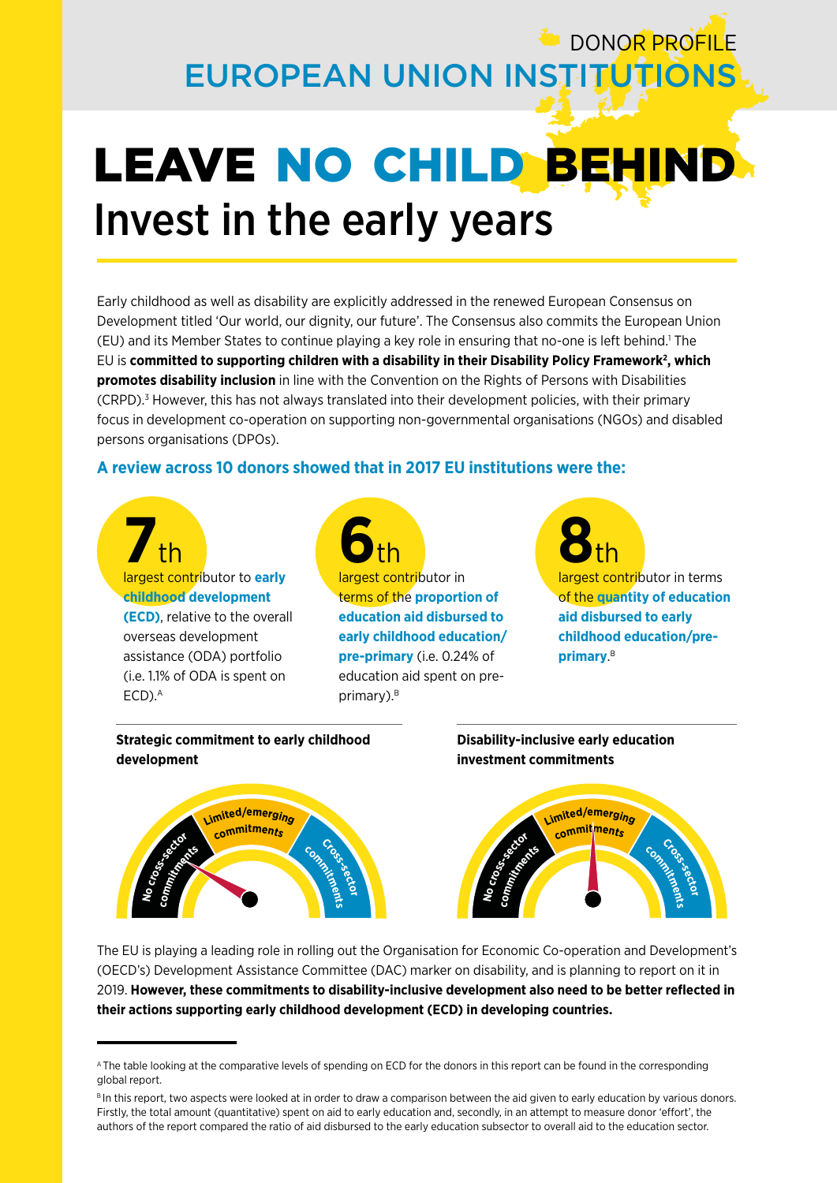DONOR PROFILE

EUROPEAN UNION INSTITUTIONS

# LEAVE NO CHILD BEHIND

## Invest in the early years

Early childhood as well as disability are explicitly addressed in the renewed European Consensus on Development titled 'Our world, our dignity, our future'. The Consensus also commits the European Union (EU) and its Member States to continue playing a key role in ensuring that no-one is left behind.[1] The EU is **committed to supporting children with a disability in their Disability Policy Framework[2], which promotes disability inclusion** in line with the Convention on the Rights of Persons with Disabilities (CRPD).[3] However, this has not always translated into their development policies, with their primary focus in development co-operation on supporting non-governmental organisations (NGOs) and disabled persons organisations (DPOs).

**A review across 10 donors showed that in 2017 EU institutions were the:**

**7th** largest contributor to **early childhood development (ECD)**, relative to the overall overseas development assistance (ODA) portfolio (i.e. 1.1% of ODA is spent on ECD).[A]

**6th** largest contributor in terms of the **proportion of education aid disbursed to early childhood education/pre-primary** (i.e. 0.24% of education aid spent on pre-primary).[B]

**8th** largest contributor in terms of the **quantity of education aid disbursed to early childhood education/pre-primary**.[B]

**Strategic commitment to early childhood development**

No cross-sector commitments

Limited/emerging commitments

Cross-sector commitments

**Disability-inclusive early education investment commitments**

No cross-sector commitments

Limited/emerging commitments

Cross-sector commitments

The EU is playing a leading role in rolling out the Organisation for Economic Co-operation and Development's (OECD's) Development Assistance Committee (DAC) marker on disability, and is planning to report on it in 2019. **However, these commitments to disability-inclusive development also need to be better reflected in their actions supporting early childhood development (ECD) in developing countries.**

---

[A] The table looking at the comparative levels of spending on ECD for the donors in this report can be found in the corresponding global report.

[B] In this report, two aspects were looked at in order to draw a comparison between the aid given to early education by various donors. Firstly, the total amount (quantitative) spent on aid to early education and, secondly, in an attempt to measure donor 'effort', the authors of the report compared the ratio of aid disbursed to the early education subsector to overall aid to the education sector.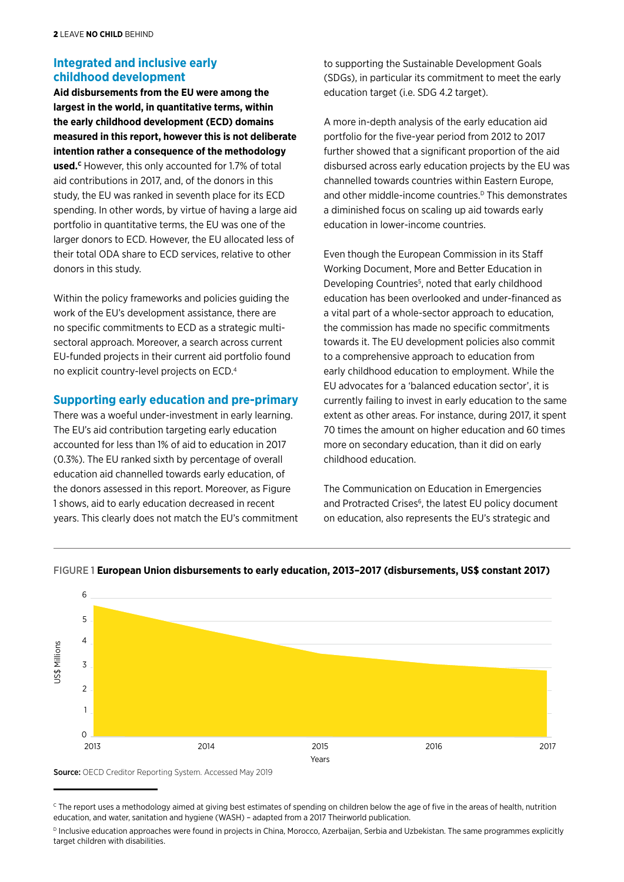## Integrated and inclusive early childhood development

**Aid disbursements from the EU were among the largest in the world, in quantitative terms, within the early childhood development (ECD) domains measured in this report, however this is not deliberate intention rather a consequence of the methodology used.**[C] However, this only accounted for 1.7% of total aid contributions in 2017, and, of the donors in this study, the EU was ranked in seventh place for its ECD spending. In other words, by virtue of having a large aid portfolio in quantitative terms, the EU was one of the larger donors to ECD. However, the EU allocated less of their total ODA share to ECD services, relative to other donors in this study.

Within the policy frameworks and policies guiding the work of the EU's development assistance, there are no specific commitments to ECD as a strategic multi-sectoral approach. Moreover, a search across current EU-funded projects in their current aid portfolio found no explicit country-level projects on ECD.[4]

## Supporting early education and pre-primary

There was a woeful under-investment in early learning. The EU's aid contribution targeting early education accounted for less than 1% of aid to education in 2017 (0.3%). The EU ranked sixth by percentage of overall education aid channelled towards early education, of the donors assessed in this report. Moreover, as Figure 1 shows, aid to early education decreased in recent years. This clearly does not match the EU's commitment to supporting the Sustainable Development Goals (SDGs), in particular its commitment to meet the early education target (i.e. SDG 4.2 target).

A more in-depth analysis of the early education aid portfolio for the five-year period from 2012 to 2017 further showed that a significant proportion of the aid disbursed across early education projects by the EU was channelled towards countries within Eastern Europe, and other middle-income countries.[D] This demonstrates a diminished focus on scaling up aid towards early education in lower-income countries.

Even though the European Commission in its Staff Working Document, More and Better Education in Developing Countries[5], noted that early childhood education has been overlooked and under-financed as a vital part of a whole-sector approach to education, the commission has made no specific commitments towards it. The EU development policies also commit to a comprehensive approach to education from early childhood education to employment. While the EU advocates for a 'balanced education sector', it is currently failing to invest in early education to the same extent as other areas. For instance, during 2017, it spent 70 times the amount on higher education and 60 times more on secondary education, than it did on early childhood education.

The Communication on Education in Emergencies and Protracted Crises[6], the latest EU policy document on education, also represents the EU's strategic and

FIGURE 1 **European Union disbursements to early education, 2013–2017 (disbursements, US$ constant 2017)**

US$ Millions
6
5
4
3
2
1
0
2013
2014
2015
2016
2017
Years

**Source:** OECD Creditor Reporting System. Accessed May 2019

[C] The report uses a methodology aimed at giving best estimates of spending on children below the age of five in the areas of health, nutrition education, and water, sanitation and hygiene (WASH) – adapted from a 2017 Theirworld publication.

[D] Inclusive education approaches were found in projects in China, Morocco, Azerbaijan, Serbia and Uzbekistan. The same programmes explicitly target children with disabilities.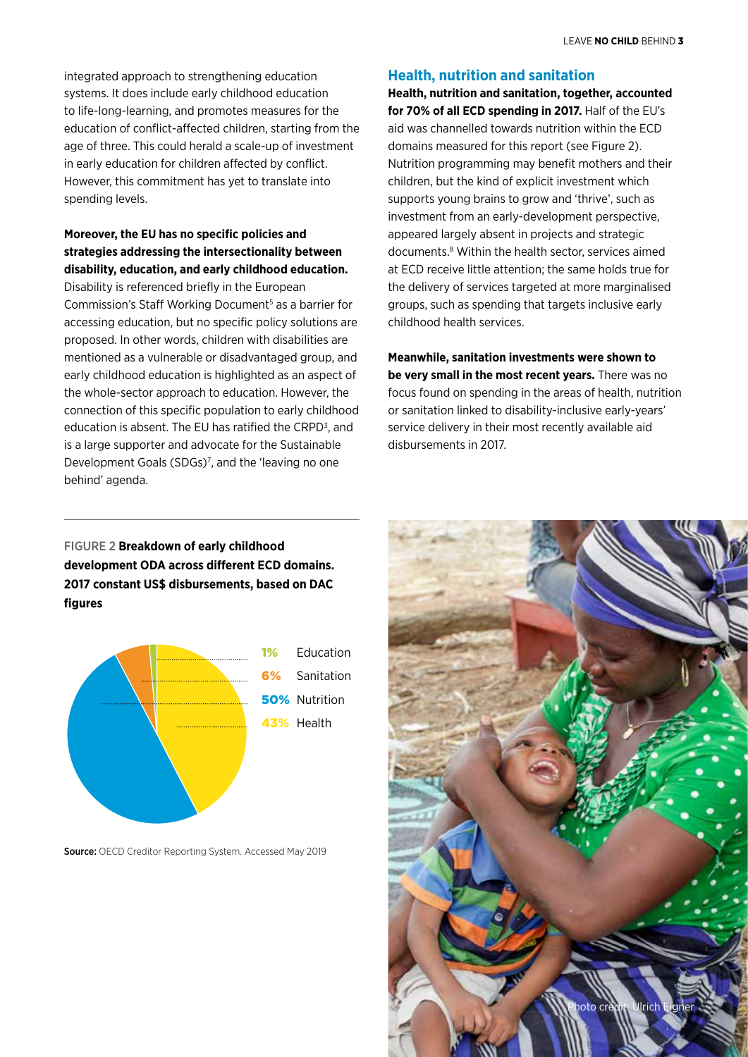integrated approach to strengthening education systems. It does include early childhood education to life-long-learning, and promotes measures for the education of conflict-affected children, starting from the age of three. This could herald a scale-up of investment in early education for children affected by conflict. However, this commitment has yet to translate into spending levels.

**Moreover, the EU has no specific policies and strategies addressing the intersectionality between disability, education, and early childhood education.** Disability is referenced briefly in the European Commission's Staff Working Document[5] as a barrier for accessing education, but no specific policy solutions are proposed. In other words, children with disabilities are mentioned as a vulnerable or disadvantaged group, and early childhood education is highlighted as an aspect of the whole-sector approach to education. However, the connection of this specific population to early childhood education is absent. The EU has ratified the CRPD[3], and is a large supporter and advocate for the Sustainable Development Goals (SDGs)[7], and the 'leaving no one behind' agenda.

FIGURE 2 **Breakdown of early childhood development ODA across different ECD domains. 2017 constant US$ disbursements, based on DAC figures**

1% Education
6% Sanitation
50% Nutrition
43% Health

**Source:** OECD Creditor Reporting System. Accessed May 2019

## Health, nutrition and sanitation

**Health, nutrition and sanitation, together, accounted for 70% of all ECD spending in 2017.** Half of the EU's aid was channelled towards nutrition within the ECD domains measured for this report (see Figure 2). Nutrition programming may benefit mothers and their children, but the kind of explicit investment which supports young brains to grow and 'thrive', such as investment from an early-development perspective, appeared largely absent in projects and strategic documents.[8] Within the health sector, services aimed at ECD receive little attention; the same holds true for the delivery of services targeted at more marginalised groups, such as spending that targets inclusive early childhood health services.

**Meanwhile, sanitation investments were shown to be very small in the most recent years.** There was no focus found on spending in the areas of health, nutrition or sanitation linked to disability-inclusive early-years' service delivery in their most recently available aid disbursements in 2017.

Photo credit: Ulrich Eigner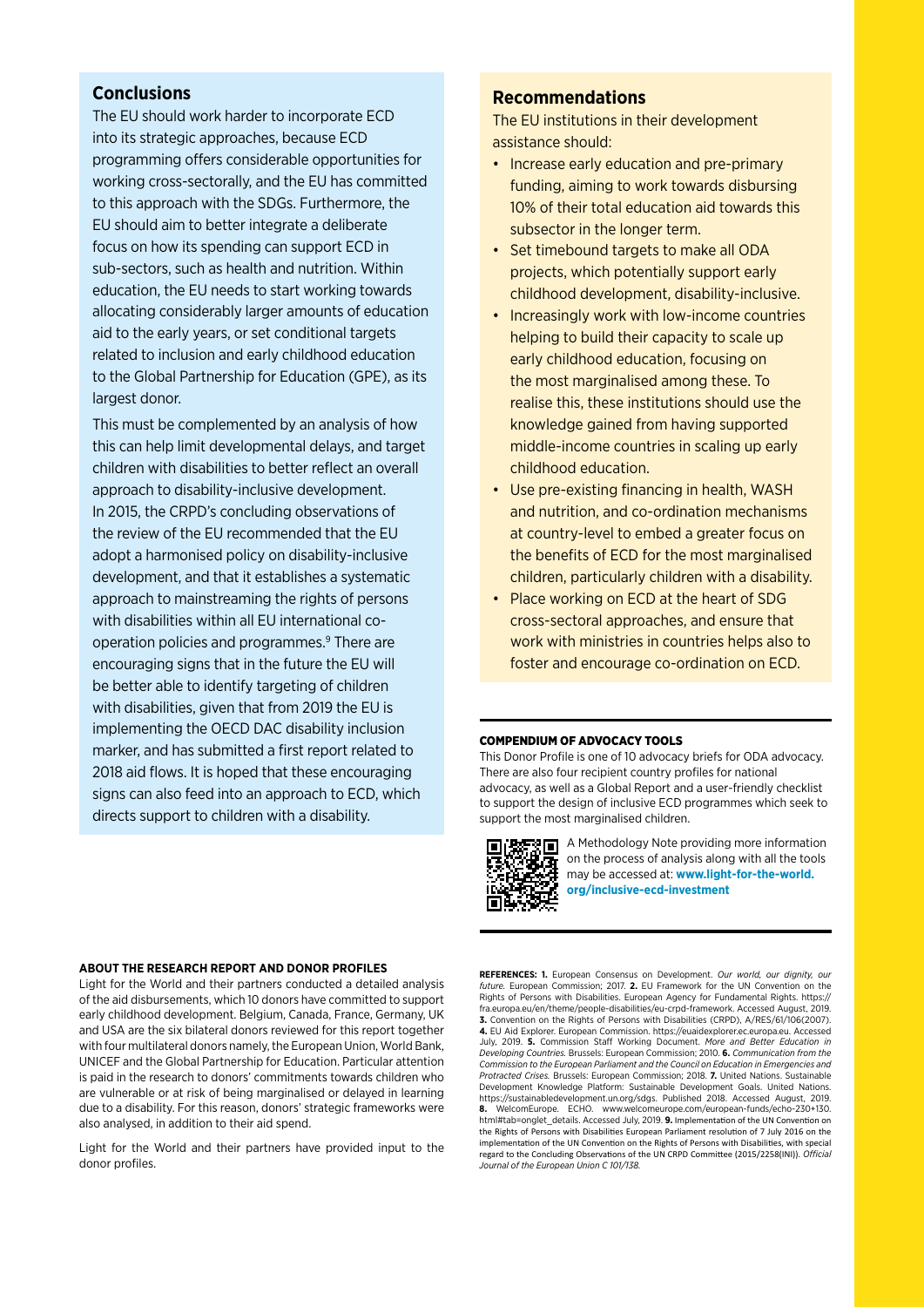## Conclusions

The EU should work harder to incorporate ECD into its strategic approaches, because ECD programming offers considerable opportunities for working cross-sectorally, and the EU has committed to this approach with the SDGs. Furthermore, the EU should aim to better integrate a deliberate focus on how its spending can support ECD in sub-sectors, such as health and nutrition. Within education, the EU needs to start working towards allocating considerably larger amounts of education aid to the early years, or set conditional targets related to inclusion and early childhood education to the Global Partnership for Education (GPE), as its largest donor.

This must be complemented by an analysis of how this can help limit developmental delays, and target children with disabilities to better reflect an overall approach to disability-inclusive development. In 2015, the CRPD's concluding observations of the review of the EU recommended that the EU adopt a harmonised policy on disability-inclusive development, and that it establishes a systematic approach to mainstreaming the rights of persons with disabilities within all EU international co-operation policies and programmes.[9] There are encouraging signs that in the future the EU will be better able to identify targeting of children with disabilities, given that from 2019 the EU is implementing the OECD DAC disability inclusion marker, and has submitted a first report related to 2018 aid flows. It is hoped that these encouraging signs can also feed into an approach to ECD, which directs support to children with a disability.

## Recommendations

The EU institutions in their development assistance should:

- Increase early education and pre-primary funding, aiming to work towards disbursing 10% of their total education aid towards this subsector in the longer term.
- Set timebound targets to make all ODA projects, which potentially support early childhood development, disability-inclusive.
- Increasingly work with low-income countries helping to build their capacity to scale up early childhood education, focusing on the most marginalised among these. To realise this, these institutions should use the knowledge gained from having supported middle-income countries in scaling up early childhood education.
- Use pre-existing financing in health, WASH and nutrition, and co-ordination mechanisms at country-level to embed a greater focus on the benefits of ECD for the most marginalised children, particularly children with a disability.
- Place working on ECD at the heart of SDG cross-sectoral approaches, and ensure that work with ministries in countries helps also to foster and encourage co-ordination on ECD.

### COMPENDIUM OF ADVOCACY TOOLS

This Donor Profile is one of 10 advocacy briefs for ODA advocacy. There are also four recipient country profiles for national advocacy, as well as a Global Report and a user-friendly checklist to support the design of inclusive ECD programmes which seek to support the most marginalised children.

A Methodology Note providing more information on the process of analysis along with all the tools may be accessed at: **www.light-for-the-world.org/inclusive-ecd-investment**

### ABOUT THE RESEARCH REPORT AND DONOR PROFILES

Light for the World and their partners conducted a detailed analysis of the aid disbursements, which 10 donors have committed to support early childhood development. Belgium, Canada, France, Germany, UK and USA are the six bilateral donors reviewed for this report together with four multilateral donors namely, the European Union, World Bank, UNICEF and the Global Partnership for Education. Particular attention is paid in the research to donors' commitments towards children who are vulnerable or at risk of being marginalised or delayed in learning due to a disability. For this reason, donors' strategic frameworks were also analysed, in addition to their aid spend.

Light for the World and their partners have provided input to the donor profiles.

**REFERENCES: 1.** European Consensus on Development. *Our world, our dignity, our future.* European Commission; 2017. **2.** EU Framework for the UN Convention on the Rights of Persons with Disabilities. European Agency for Fundamental Rights. https://fra.europa.eu/en/theme/people-disabilities/eu-crpd-framework. Accessed August, 2019. **3.** Convention on the Rights of Persons with Disabilities (CRPD), A/RES/61/106(2007). **4.** EU Aid Explorer. European Commission. https://euaidexplorer.ec.europa.eu. Accessed July, 2019. **5.** Commission Staff Working Document. *More and Better Education in Developing Countries.* Brussels: European Commission; 2010. **6.** *Communication from the Commission to the European Parliament and the Council on Education in Emergencies and Protracted Crises.* Brussels: European Commission; 2018. **7.** United Nations. Sustainable Development Knowledge Platform: Sustainable Development Goals. United Nations. https://sustainabledevelopment.un.org/sdgs. Published 2018. Accessed August, 2019. **8.** WelcomEurope. ECHO. www.welcomeurope.com/european-funds/echo-230+130.html#tab=onglet_details. Accessed July, 2019. **9.** Implementation of the UN Convention on the Rights of Persons with Disabilities European Parliament resolution of 7 July 2016 on the implementation of the UN Convention on the Rights of Persons with Disabilities, with special regard to the Concluding Observations of the UN CRPD Committee (2015/2258(INI)). *Official Journal of the European Union C 101/138.*